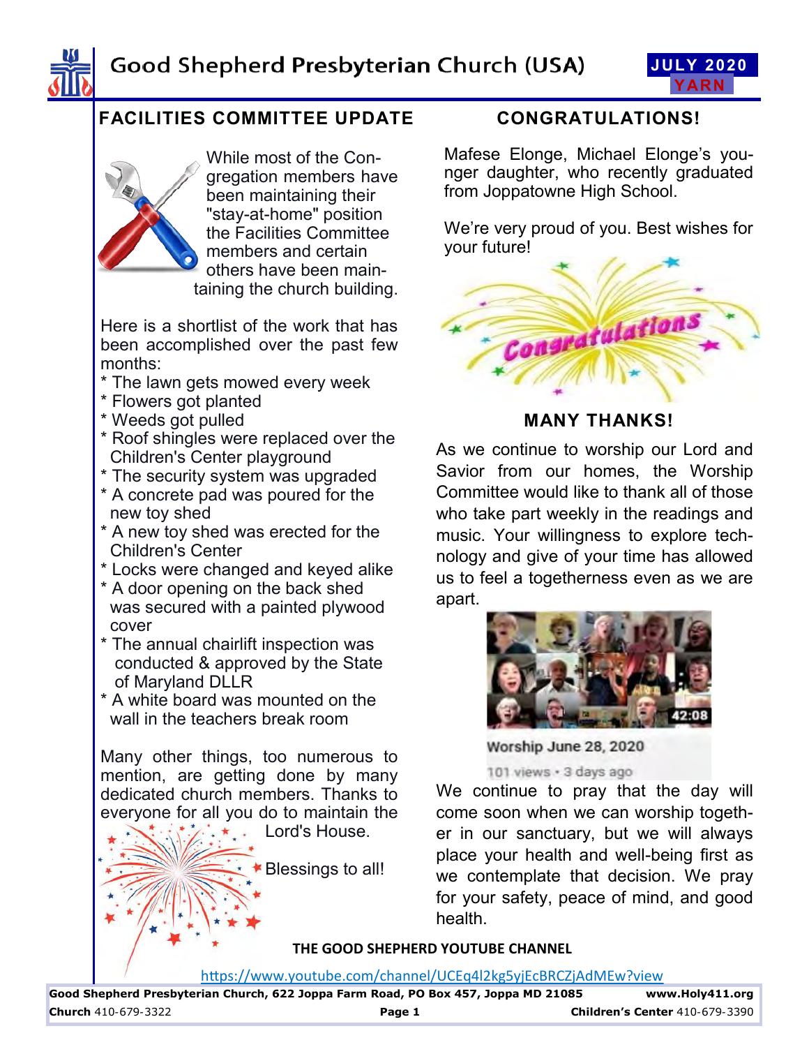# Good Shepherd Presbyterian Church (USA)

**JULY 2020**
**YARN**

## FACILITIES COMMITTEE UPDATE

While most of the Congregation members have been maintaining their "stay-at-home" position the Facilities Committee members and certain others have been maintaining the church building.

Here is a shortlist of the work that has been accomplished over the past few months:

* The lawn gets mowed every week
* Flowers got planted
* Weeds got pulled
* Roof shingles were replaced over the Children's Center playground
* The security system was upgraded
* A concrete pad was poured for the new toy shed
* A new toy shed was erected for the Children's Center
* Locks were changed and keyed alike
* A door opening on the back shed was secured with a painted plywood cover
* The annual chairlift inspection was conducted & approved by the State of Maryland DLLR
* A white board was mounted on the wall in the teachers break room

Many other things, too numerous to mention, are getting done by many dedicated church members. Thanks to everyone for all you do to maintain the Lord's House.

Blessings to all!

## CONGRATULATIONS!

Mafese Elonge, Michael Elonge's younger daughter, who recently graduated from Joppatowne High School.

We're very proud of you. Best wishes for your future!

## MANY THANKS!

As we continue to worship our Lord and Savior from our homes, the Worship Committee would like to thank all of those who take part weekly in the readings and music. Your willingness to explore technology and give of your time has allowed us to feel a togetherness even as we are apart.

Worship June 28, 2020

101 views • 3 days ago

We continue to pray that the day will come soon when we can worship together in our sanctuary, but we will always place your health and well-being first as we contemplate that decision. We pray for your safety, peace of mind, and good health.

**THE GOOD SHEPHERD YOUTUBE CHANNEL**

https://www.youtube.com/channel/UCEq4l2kg5yjEcBRCZjAdMEw?view

**Good Shepherd Presbyterian Church, 622 Joppa Farm Road, PO Box 457, Joppa MD 21085** **www.Holy411.org**

**Church** 410-679-3322 **Children's Center** 410-679-3390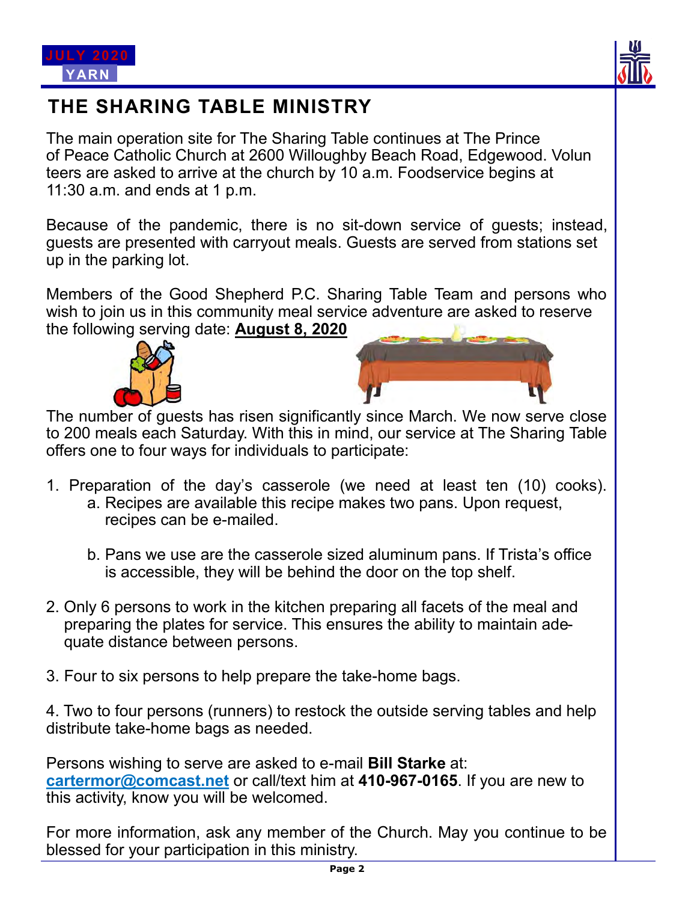# THE SHARING TABLE MINISTRY

The main operation site for The Sharing Table continues at The Prince of Peace Catholic Church at 2600 Willoughby Beach Road, Edgewood. Volunteers are asked to arrive at the church by 10 a.m. Foodservice begins at 11:30 a.m. and ends at 1 p.m.

Because of the pandemic, there is no sit-down service of guests; instead, guests are presented with carryout meals. Guests are served from stations set up in the parking lot.

Members of the Good Shepherd P.C. Sharing Table Team and persons who wish to join us in this community meal service adventure are asked to reserve the following serving date: **August 8, 2020**

The number of guests has risen significantly since March. We now serve close to 200 meals each Saturday. With this in mind, our service at The Sharing Table offers one to four ways for individuals to participate:

1. Preparation of the day's casserole (we need at least ten (10) cooks).
   a. Recipes are available this recipe makes two pans. Upon request, recipes can be e-mailed.

   b. Pans we use are the casserole sized aluminum pans. If Trista's office is accessible, they will be behind the door on the top shelf.

2. Only 6 persons to work in the kitchen preparing all facets of the meal and preparing the plates for service. This ensures the ability to maintain adequate distance between persons.

3. Four to six persons to help prepare the take-home bags.

4. Two to four persons (runners) to restock the outside serving tables and help distribute take-home bags as needed.

Persons wishing to serve are asked to e-mail **Bill Starke** at: cartermor@comcast.net or call/text him at **410-967-0165**. If you are new to this activity, know you will be welcomed.

For more information, ask any member of the Church. May you continue to be blessed for your participation in this ministry.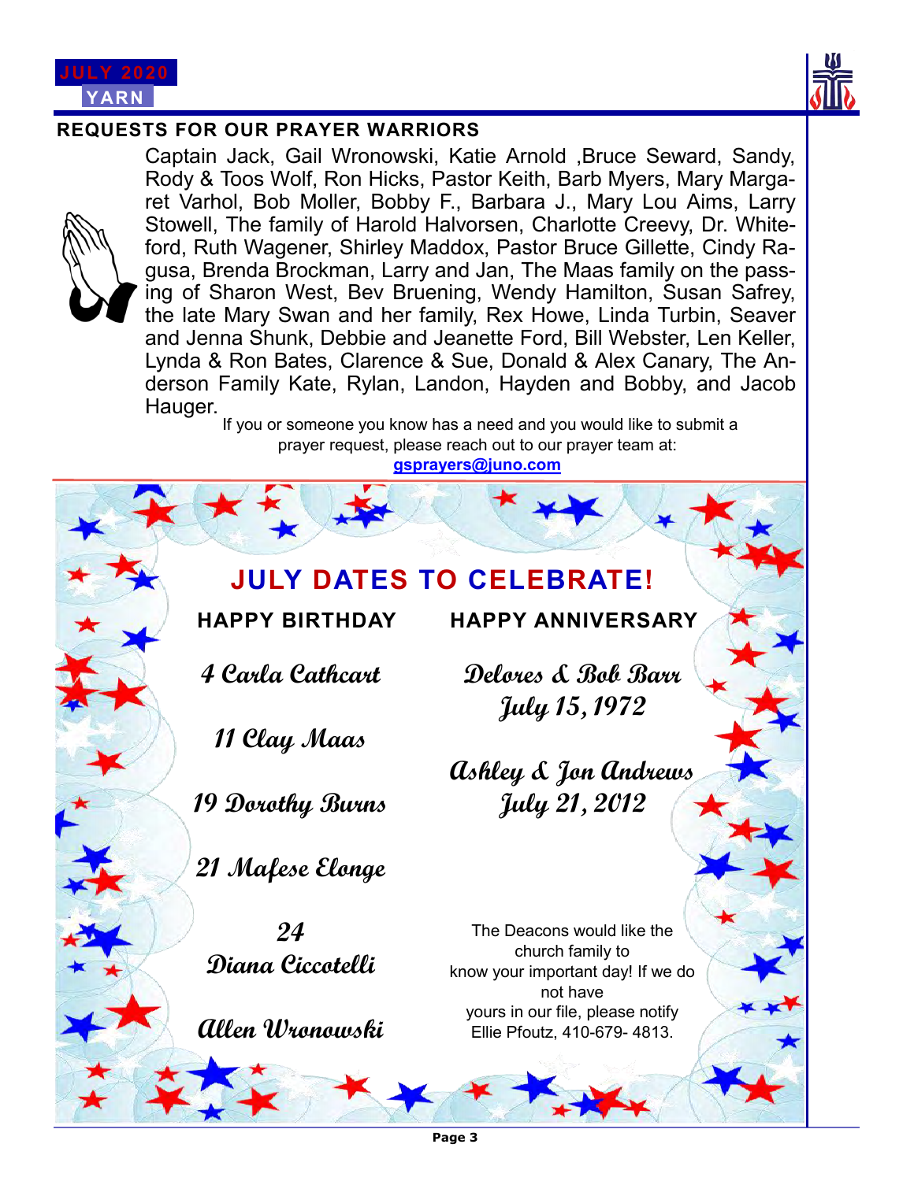## REQUESTS FOR OUR PRAYER WARRIORS

Captain Jack, Gail Wronowski, Katie Arnold ,Bruce Seward, Sandy, Rody & Toos Wolf, Ron Hicks, Pastor Keith, Barb Myers, Mary Margaret Varhol, Bob Moller, Bobby F., Barbara J., Mary Lou Aims, Larry Stowell, The family of Harold Halvorsen, Charlotte Creevy, Dr. Whiteford, Ruth Wagener, Shirley Maddox, Pastor Bruce Gillette, Cindy Ragusa, Brenda Brockman, Larry and Jan, The Maas family on the passing of Sharon West, Bev Bruening, Wendy Hamilton, Susan Safrey, the late Mary Swan and her family, Rex Howe, Linda Turbin, Seaver and Jenna Shunk, Debbie and Jeanette Ford, Bill Webster, Len Keller, Lynda & Ron Bates, Clarence & Sue, Donald & Alex Canary, The Anderson Family Kate, Rylan, Landon, Hayden and Bobby, and Jacob Hauger.

If you or someone you know has a need and you would like to submit a prayer request, please reach out to our prayer team at: gsprayers@juno.com

## JULY DATES TO CELEBRATE!

### HAPPY BIRTHDAY

4 Carla Cathcart

11 Clay Maas

19 Dorothy Burns

21 Mafese Elonge

24 Diana Ciccotelli

Allen Wronowski

### HAPPY ANNIVERSARY

Delores & Bob Barr
July 15, 1972

Ashley & Jon Andrews
July 21, 2012

The Deacons would like the church family to know your important day! If we do not have yours in our file, please notify Ellie Pfoutz, 410-679- 4813.